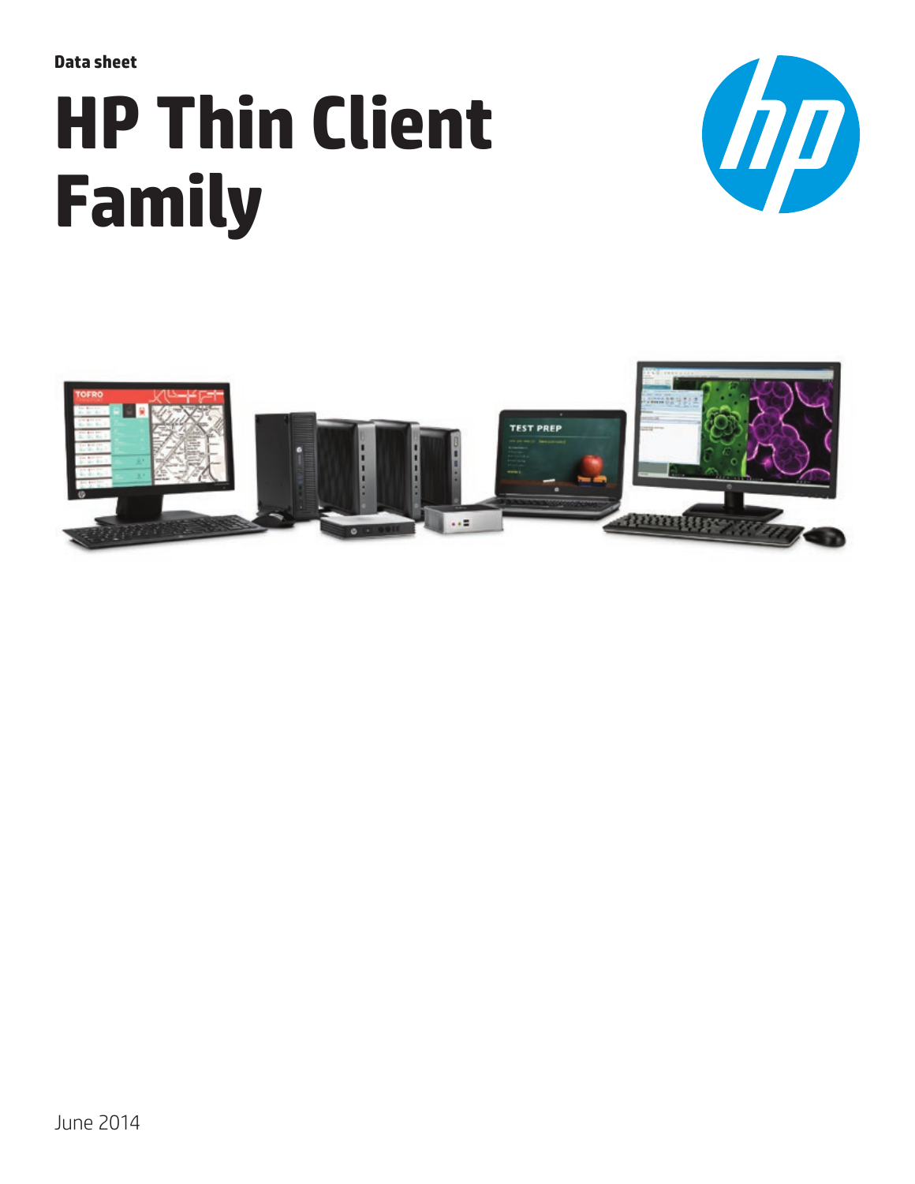Data sheet

# HP Thin Client Family

June 2014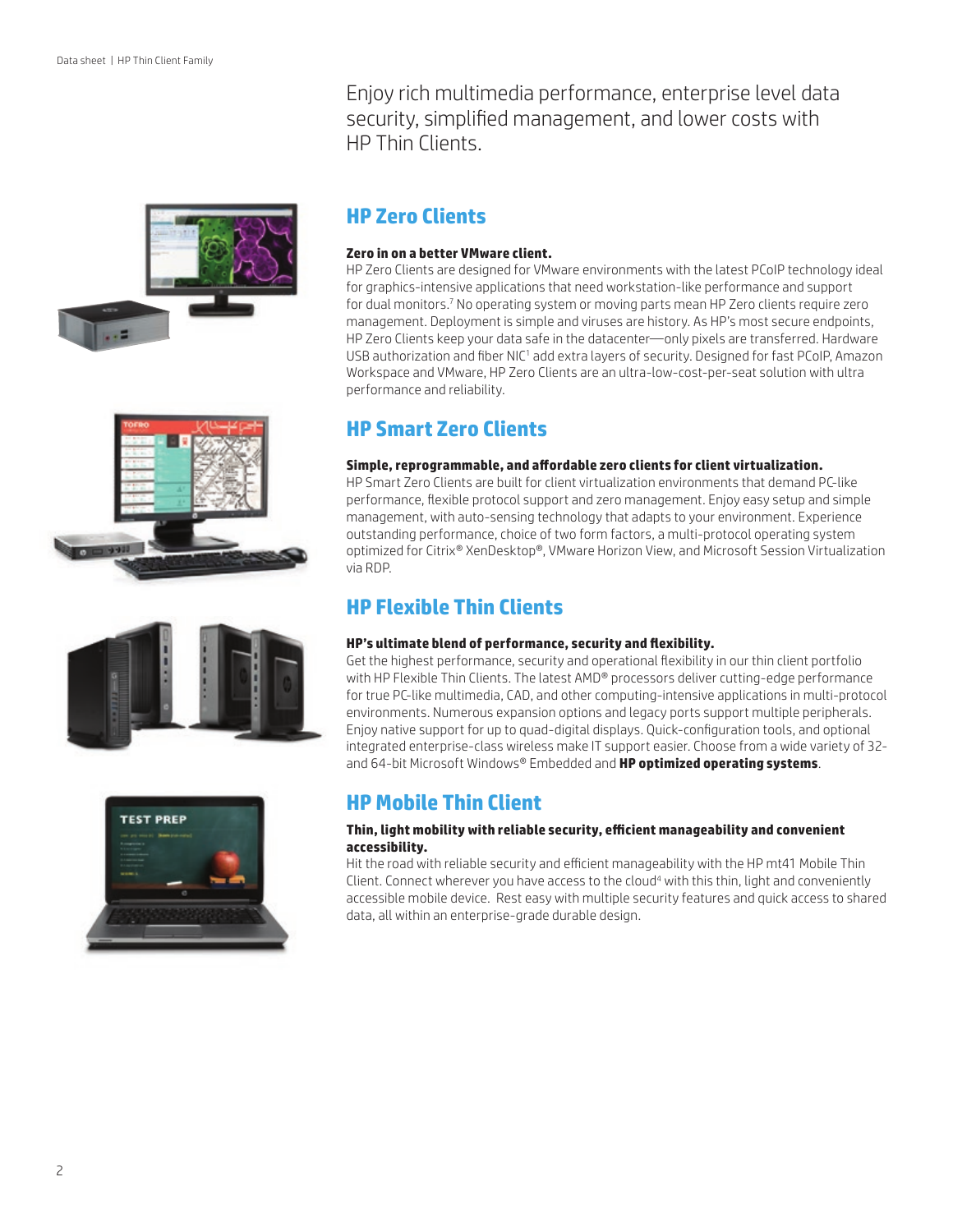Enjoy rich multimedia performance, enterprise level data security, simplified management, and lower costs with HP Thin Clients.

## HP Zero Clients

**Zero in on a better VMware client.**

HP Zero Clients are designed for VMware environments with the latest PCoIP technology ideal for graphics-intensive applications that need workstation-like performance and support for dual monitors.[7] No operating system or moving parts mean HP Zero clients require zero management. Deployment is simple and viruses are history. As HP's most secure endpoints, HP Zero Clients keep your data safe in the datacenter—only pixels are transferred. Hardware USB authorization and fiber NIC[1] add extra layers of security. Designed for fast PCoIP, Amazon Workspace and VMware, HP Zero Clients are an ultra-low-cost-per-seat solution with ultra performance and reliability.

## HP Smart Zero Clients

**Simple, reprogrammable, and affordable zero clients for client virtualization.**

HP Smart Zero Clients are built for client virtualization environments that demand PC-like performance, flexible protocol support and zero management. Enjoy easy setup and simple management, with auto-sensing technology that adapts to your environment. Experience outstanding performance, choice of two form factors, a multi-protocol operating system optimized for Citrix® XenDesktop®, VMware Horizon View, and Microsoft Session Virtualization via RDP.

## HP Flexible Thin Clients

**HP's ultimate blend of performance, security and flexibility.**

Get the highest performance, security and operational flexibility in our thin client portfolio with HP Flexible Thin Clients. The latest AMD® processors deliver cutting-edge performance for true PC-like multimedia, CAD, and other computing-intensive applications in multi-protocol environments. Numerous expansion options and legacy ports support multiple peripherals. Enjoy native support for up to quad-digital displays. Quick-configuration tools, and optional integrated enterprise-class wireless make IT support easier. Choose from a wide variety of 32- and 64-bit Microsoft Windows® Embedded and **HP optimized operating systems**.

## HP Mobile Thin Client

**Thin, light mobility with reliable security, efficient manageability and convenient accessibility.**

Hit the road with reliable security and efficient manageability with the HP mt41 Mobile Thin Client. Connect wherever you have access to the cloud[4] with this thin, light and conveniently accessible mobile device. Rest easy with multiple security features and quick access to shared data, all within an enterprise-grade durable design.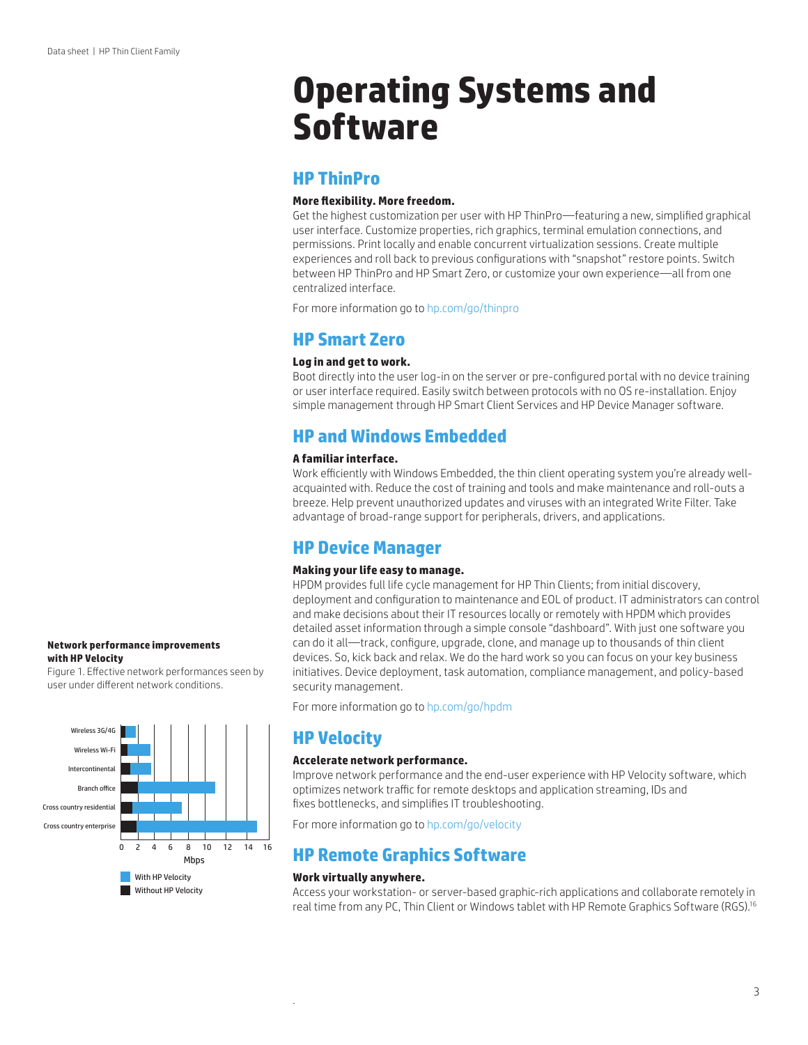# Operating Systems and Software

## HP ThinPro

**More flexibility. More freedom.**

Get the highest customization per user with HP ThinPro—featuring a new, simplified graphical user interface. Customize properties, rich graphics, terminal emulation connections, and permissions. Print locally and enable concurrent virtualization sessions. Create multiple experiences and roll back to previous configurations with "snapshot" restore points. Switch between HP ThinPro and HP Smart Zero, or customize your own experience—all from one centralized interface.

For more information go to hp.com/go/thinpro

## HP Smart Zero

**Log in and get to work.**

Boot directly into the user log-in on the server or pre-configured portal with no device training or user interface required. Easily switch between protocols with no OS re-installation. Enjoy simple management through HP Smart Client Services and HP Device Manager software.

## HP and Windows Embedded

**A familiar interface.**

Work efficiently with Windows Embedded, the thin client operating system you're already well-acquainted with. Reduce the cost of training and tools and make maintenance and roll-outs a breeze. Help prevent unauthorized updates and viruses with an integrated Write Filter. Take advantage of broad-range support for peripherals, drivers, and applications.

## HP Device Manager

**Making your life easy to manage.**

HPDM provides full life cycle management for HP Thin Clients; from initial discovery, deployment and configuration to maintenance and EOL of product. IT administrators can control and make decisions about their IT resources locally or remotely with HPDM which provides detailed asset information through a simple console "dashboard". With just one software you can do it all—track, configure, upgrade, clone, and manage up to thousands of thin client devices. So, kick back and relax. We do the hard work so you can focus on your key business initiatives. Device deployment, task automation, compliance management, and policy-based security management.

For more information go to hp.com/go/hpdm

## HP Velocity

**Accelerate network performance.**

Improve network performance and the end-user experience with HP Velocity software, which optimizes network traffic for remote desktops and application streaming, IDs and fixes bottlenecks, and simplifies IT troubleshooting.

For more information go to hp.com/go/velocity

**Network performance improvements with HP Velocity**

Figure 1. Effective network performances seen by user under different network conditions.

## HP Remote Graphics Software

**Work virtually anywhere.**

Access your workstation- or server-based graphic-rich applications and collaborate remotely in real time from any PC, Thin Client or Windows tablet with HP Remote Graphics Software (RGS).[16]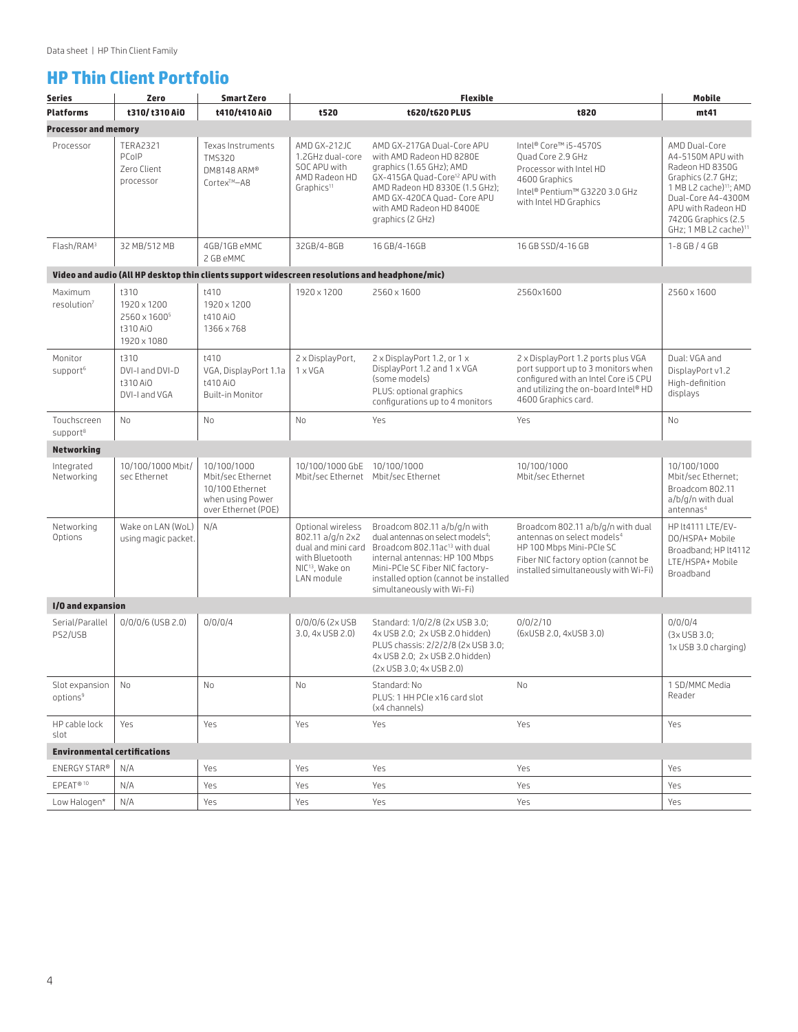## HP Thin Client Portfolio

| Series | Zero | Smart Zero | Flexible | | | Mobile |
|---|---|---|---|---|---|---|
| Platforms | t310/ t310 AiO | t410/t410 AiO | t520 | t620/t620 PLUS | t820 | mt41 |
| **Processor and memory** | | | | | | |
| Processor | TERA2321 PCoIP Zero Client processor | Texas Instruments TMS320 DM8148 ARM® Cortex™–A8 | AMD GX-212JC 1.2GHz dual-core SOC APU with AMD Radeon HD Graphics[11] | AMD GX-217GA Dual-Core APU with AMD Radeon HD 8280E graphics (1.65 GHz); AMD GX-415GA Quad-Core[12] APU with AMD Radeon HD 8330E (1.5 GHz); AMD GX-420CA Quad- Core APU with AMD Radeon HD 8400E graphics (2 GHz) | Intel® Core™ i5-4570S Quad Core 2.9 GHz Processor with Intel HD 4600 Graphics Intel® Pentium™ G3220 3.0 GHz with Intel HD Graphics | AMD Dual-Core A4-5150M APU with Radeon HD 8350G Graphics (2.7 GHz; 1 MB L2 cache)[11]; AMD Dual-Core A4-4300M APU with Radeon HD 7420G Graphics (2.5 GHz; 1 MB L2 cache)[11] |
| Flash/RAM[3] | 32 MB/512 MB | 4GB/1GB eMMC 2 GB eMMC | 32GB/4-8GB | 16 GB/4-16GB | 16 GB SSD/4-16 GB | 1-8 GB / 4 GB |
| **Video and audio (All HP desktop thin clients support widescreen resolutions and headphone/mic)** | | | | | | |
| Maximum resolution[7] | t310 1920 x 1200 2560 x 1600[5] t310 AiO 1920 x 1080 | t410 1920 x 1200 t410 AiO 1366 x 768 | 1920 x 1200 | 2560 x 1600 | 2560x1600 | 2560 x 1600 |
| Monitor support[6] | t310 DVI-I and DVI-D t310 AiO DVI-I and VGA | t410 VGA, DisplayPort 1.1a t410 AiO Built-in Monitor | 2 x DisplayPort, 1 x VGA | 2 x DisplayPort 1.2, or 1 x DisplayPort 1.2 and 1 x VGA (some models) PLUS: optional graphics configurations up to 4 monitors | 2 x DisplayPort 1.2 ports plus VGA port support up to 3 monitors when configured with an Intel Core i5 CPU and utilizing the on-board Intel® HD 4600 Graphics card. | Dual: VGA and DisplayPort v1.2 High-definition displays |
| Touchscreen support[8] | No | No | No | Yes | Yes | No |
| **Networking** | | | | | | |
| Integrated Networking | 10/100/1000 Mbit/sec Ethernet | 10/100/1000 Mbit/sec Ethernet 10/100 Ethernet when using Power over Ethernet (POE) | 10/100/1000 GbE Mbit/sec Ethernet | 10/100/1000 Mbit/sec Ethernet | 10/100/1000 Mbit/sec Ethernet | 10/100/1000 Mbit/sec Ethernet; Broadcom 802.11 a/b/g/n with dual antennas[4] |
| Networking Options | Wake on LAN (WoL) using magic packet. | N/A | Optional wireless 802.11 a/g/n 2x2 dual and mini card with Bluetooth NIC[13], Wake on LAN module | Broadcom 802.11 a/b/g/n with dual antennas on select models[4]; Broadcom 802.11ac[13] with dual internal antennas: HP 100 Mbps Mini-PCIe SC Fiber NIC factory-installed option (cannot be installed simultaneously with Wi-Fi) | Broadcom 802.11 a/b/g/n with dual antennas on select models[4] HP 100 Mbps Mini-PCIe SC Fiber NIC factory option (cannot be installed simultaneously with Wi-Fi) | HP lt4111 LTE/EV-DO/HSPA+ Mobile Broadband; HP lt4112 LTE/HSPA+ Mobile Broadband |
| **I/O and expansion** | | | | | | |
| Serial/Parallel PS2/USB | 0/0/0/6 (USB 2.0) | 0/0/0/4 | 0/0/0/6 (2x USB 3.0, 4x USB 2.0) | Standard: 1/0/2/8 (2x USB 3.0; 4x USB 2.0; 2x USB 2.0 hidden) PLUS chassis: 2/2/2/8 (2x USB 3.0; 4x USB 2.0; 2x USB 2.0 hidden) (2x USB 3.0; 4x USB 2.0) | 0/0/2/10 (6xUSB 2.0, 4xUSB 3.0) | 0/0/0/4 (3x USB 3.0; 1x USB 3.0 charging) |
| Slot expansion options[9] | No | No | No | Standard: No PLUS: 1 HH PCIe x16 card slot (x4 channels) | No | 1 SD/MMC Media Reader |
| HP cable lock slot | Yes | Yes | Yes | Yes | Yes | Yes |
| **Environmental certifications** | | | | | | |
| ENERGY STAR® | N/A | Yes | Yes | Yes | Yes | Yes |
| EPEAT® [10] | N/A | Yes | Yes | Yes | Yes | Yes |
| Low Halogen* | N/A | Yes | Yes | Yes | Yes | Yes |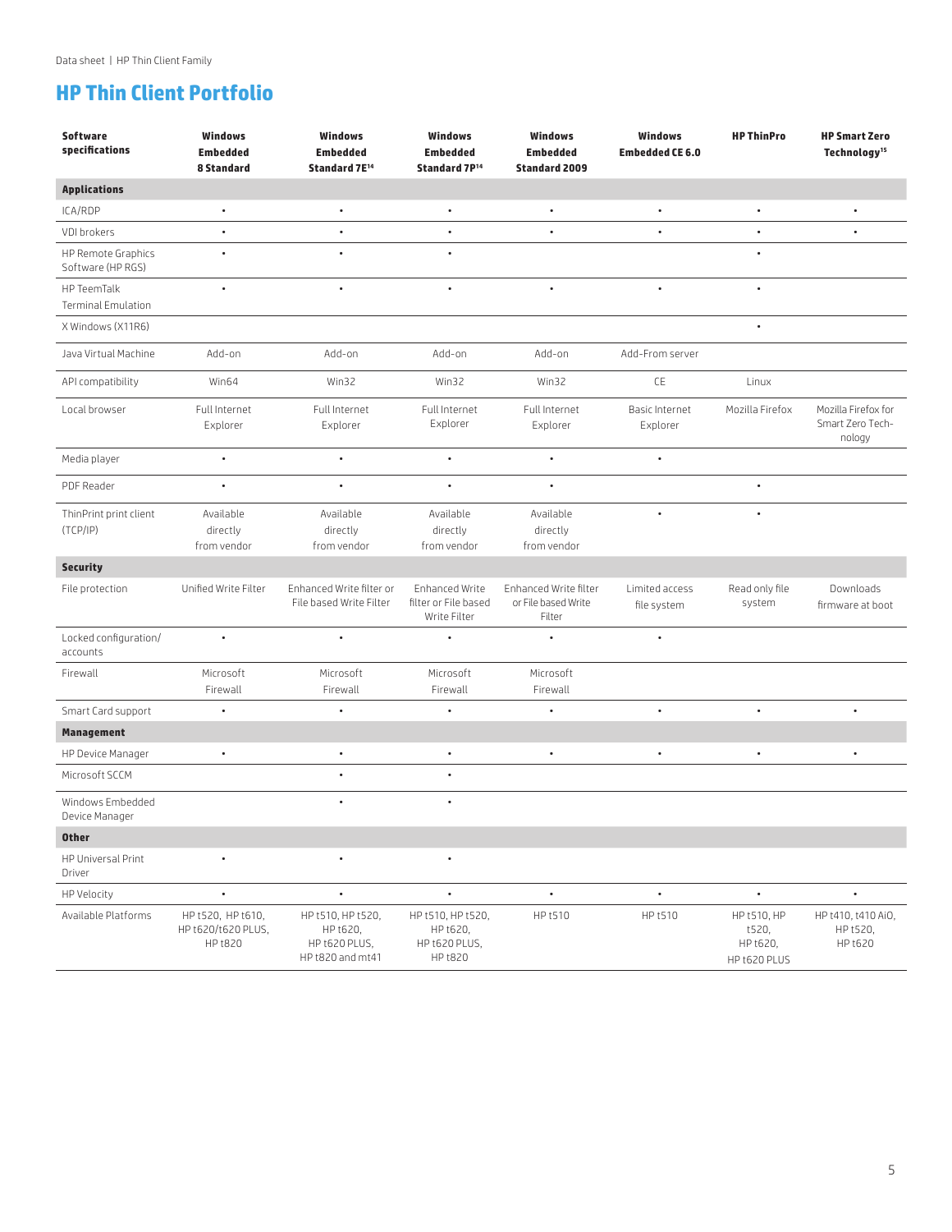## HP Thin Client Portfolio

| Software specifications | Windows Embedded 8 Standard | Windows Embedded Standard 7E[14] | Windows Embedded Standard 7P[14] | Windows Embedded Standard 2009 | Windows Embedded CE 6.0 | HP ThinPro | HP Smart Zero Technology[15] |
|---|---|---|---|---|---|---|---|
| **Applications** | | | | | | | |
| ICA/RDP | • | • | • | • | • | • | • |
| VDI brokers | • | • | • | • | • | • | • |
| HP Remote Graphics Software (HP RGS) | • | • | • | | | • | |
| HP TeemTalk Terminal Emulation | • | • | • | • | • | • | |
| X Windows (X11R6) | | | | | | • | |
| Java Virtual Machine | Add-on | Add-on | Add-on | Add-on | Add-From server | | |
| API compatibility | Win64 | Win32 | Win32 | Win32 | CE | Linux | |
| Local browser | Full Internet Explorer | Full Internet Explorer | Full Internet Explorer | Full Internet Explorer | Basic Internet Explorer | Mozilla Firefox | Mozilla Firefox for Smart Zero Technology |
| Media player | • | • | • | • | • | | |
| PDF Reader | • | • | • | • | | • | |
| ThinPrint print client (TCP/IP) | Available directly from vendor | Available directly from vendor | Available directly from vendor | Available directly from vendor | • | • | |
| **Security** | | | | | | | |
| File protection | Unified Write Filter | Enhanced Write filter or File based Write Filter | Enhanced Write filter or File based Write Filter | Enhanced Write filter or File based Write Filter | Limited access file system | Read only file system | Downloads firmware at boot |
| Locked configuration/accounts | • | • | • | • | • | | |
| Firewall | Microsoft Firewall | Microsoft Firewall | Microsoft Firewall | Microsoft Firewall | | | |
| Smart Card support | • | • | • | • | • | • | • |
| **Management** | | | | | | | |
| HP Device Manager | • | • | • | • | • | • | • |
| Microsoft SCCM | | • | • | | | | |
| Windows Embedded Device Manager | | • | • | | | | |
| **Other** | | | | | | | |
| HP Universal Print Driver | • | • | • | | | | |
| HP Velocity | • | • | • | • | • | • | • |
| Available Platforms | HP t520, HP t610, HP t620/t620 PLUS, HP t820 | HP t510, HP t520, HP t620, HP t620 PLUS, HP t820 and mt41 | HP t510, HP t520, HP t620, HP t620 PLUS, HP t820 | HP t510 | HP t510 | HP t510, HP t520, HP t620, HP t620 PLUS | HP t410, t410 AiO, HP t520, HP t620 |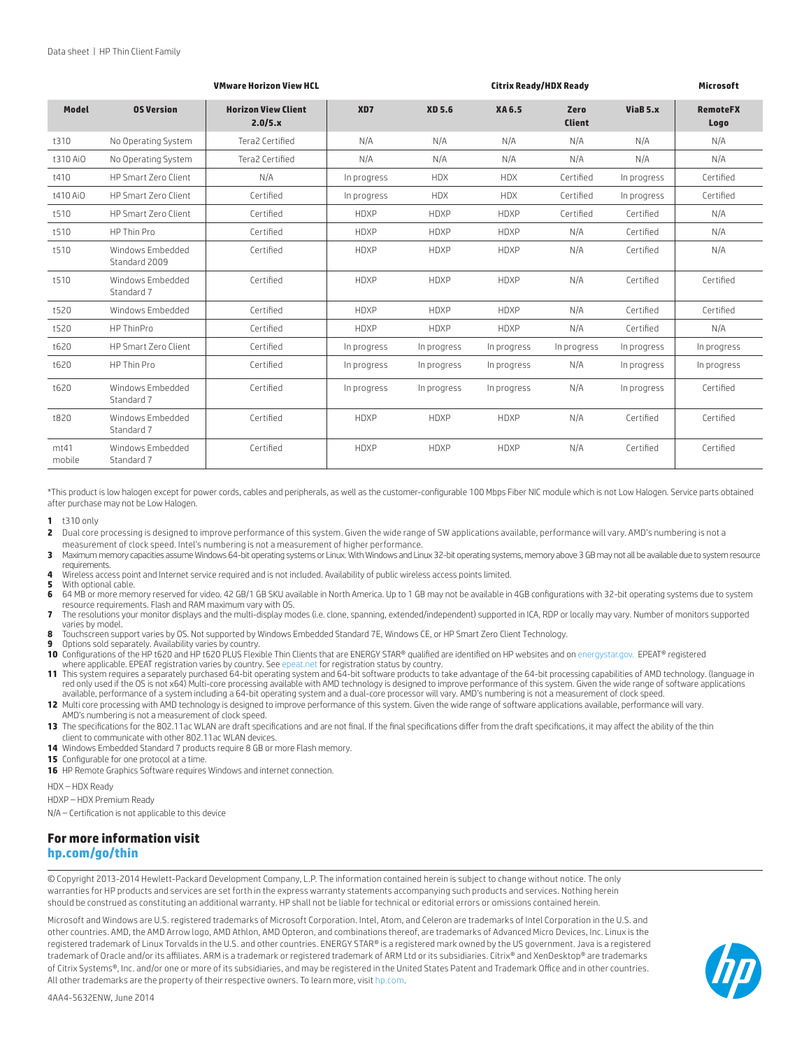| | | VMware Horizon View HCL | Citrix Ready/HDX Ready | | | | | Microsoft |
|---|---|---|---|---|---|---|---|---|
| **Model** | **OS Version** | **Horizon View Client 2.0/5.x** | **XD7** | **XD 5.6** | **XA 6.5** | **Zero Client** | **ViaB 5.x** | **RemoteFX Logo** |
| t310 | No Operating System | Tera2 Certified | N/A | N/A | N/A | N/A | N/A | N/A |
| t310 AiO | No Operating System | Tera2 Certified | N/A | N/A | N/A | N/A | N/A | N/A |
| t410 | HP Smart Zero Client | N/A | In progress | HDX | HDX | Certified | In progress | Certified |
| t410 AiO | HP Smart Zero Client | Certified | In progress | HDX | HDX | Certified | In progress | Certified |
| t510 | HP Smart Zero Client | Certified | HDXP | HDXP | HDXP | Certified | Certified | N/A |
| t510 | HP Thin Pro | Certified | HDXP | HDXP | HDXP | N/A | Certified | N/A |
| t510 | Windows Embedded Standard 2009 | Certified | HDXP | HDXP | HDXP | N/A | Certified | N/A |
| t510 | Windows Embedded Standard 7 | Certified | HDXP | HDXP | HDXP | N/A | Certified | Certified |
| t520 | Windows Embedded | Certified | HDXP | HDXP | HDXP | N/A | Certified | Certified |
| t520 | HP ThinPro | Certified | HDXP | HDXP | HDXP | N/A | Certified | N/A |
| t620 | HP Smart Zero Client | Certified | In progress | In progress | In progress | In progress | In progress | In progress |
| t620 | HP Thin Pro | Certified | In progress | In progress | In progress | N/A | In progress | In progress |
| t620 | Windows Embedded Standard 7 | Certified | In progress | In progress | In progress | N/A | In progress | Certified |
| t820 | Windows Embedded Standard 7 | Certified | HDXP | HDXP | HDXP | N/A | Certified | Certified |
| mt41 mobile | Windows Embedded Standard 7 | Certified | HDXP | HDXP | HDXP | N/A | Certified | Certified |

*This product is low halogen except for power cords, cables and peripherals, as well as the customer-configurable 100 Mbps Fiber NIC module which is not Low Halogen. Service parts obtained after purchase may not be Low Halogen.

**1** t310 only
**2** Dual core processing is designed to improve performance of this system. Given the wide range of SW applications available, performance will vary. AMD's numbering is not a measurement of clock speed. Intel's numbering is not a measurement of higher performance.
**3** Maximum memory capacities assume Windows 64-bit operating systems or Linux. With Windows and Linux 32-bit operating systems, memory above 3 GB may not all be available due to system resource requirements.
**4** Wireless access point and Internet service required and is not included. Availability of public wireless access points limited.
**5** With optional cable.
**6** 64 MB or more memory reserved for video. 42 GB/1 GB SKU available in North America. Up to 1 GB may not be available in 4GB configurations with 32-bit operating systems due to system resource requirements. Flash and RAM maximum vary with OS.
**7** The resolutions your monitor displays and the multi-display modes (i.e. clone, spanning, extended/independent) supported in ICA, RDP or locally may vary. Number of monitors supported varies by model.
**8** Touchscreen support varies by OS. Not supported by Windows Embedded Standard 7E, Windows CE, or HP Smart Zero Client Technology.
**9** Options sold separately. Availability varies by country.
**10** Configurations of the HP t620 and HP t620 PLUS Flexible Thin Clients that are ENERGY STAR® qualified are identified on HP websites and on energystar.gov. EPEAT® registered where applicable. EPEAT registration varies by country. See epeat.net for registration status by country.
**11** This system requires a separately purchased 64-bit operating system and 64-bit software products to take advantage of the 64-bit processing capabilities of AMD technology. (language in red only used if the OS is not x64) Multi-core processing available with AMD technology is designed to improve performance of this system. Given the wide range of software applications available, performance of a system including a 64-bit operating system and a dual-core processor will vary. AMD's numbering is not a measurement of clock speed.
**12** Multi core processing with AMD technology is designed to improve performance of this system. Given the wide range of software applications available, performance will vary. AMD's numbering is not a measurement of clock speed.
**13** The specifications for the 802.11ac WLAN are draft specifications and are not final. If the final specifications differ from the draft specifications, it may affect the ability of the thin client to communicate with other 802.11ac WLAN devices.
**14** Windows Embedded Standard 7 products require 8 GB or more Flash memory.
**15** Configurable for one protocol at a time.
**16** HP Remote Graphics Software requires Windows and internet connection.

HDX – HDX Ready

HDXP – HDX Premium Ready

N/A – Certification is not applicable to this device

## For more information visit
**hp.com/go/thin**

© Copyright 2013-2014 Hewlett-Packard Development Company, L.P. The information contained herein is subject to change without notice. The only warranties for HP products and services are set forth in the express warranty statements accompanying such products and services. Nothing herein should be construed as constituting an additional warranty. HP shall not be liable for technical or editorial errors or omissions contained herein.

Microsoft and Windows are U.S. registered trademarks of Microsoft Corporation. Intel, Atom, and Celeron are trademarks of Intel Corporation in the U.S. and other countries. AMD, the AMD Arrow logo, AMD Athlon, AMD Opteron, and combinations thereof, are trademarks of Advanced Micro Devices, Inc. Linux is the registered trademark of Linus Torvalds in the U.S. and other countries. ENERGY STAR® is a registered mark owned by the US government. Java is a registered trademark of Oracle and/or its affiliates. ARM is a trademark or registered trademark of ARM Ltd or its subsidiaries. Citrix® and XenDesktop® are trademarks of Citrix Systems®, Inc. and/or one or more of its subsidiaries, and may be registered in the United States Patent and Trademark Office and in other countries. All other trademarks are the property of their respective owners. To learn more, visit hp.com.

4AA4-5632ENW, June 2014